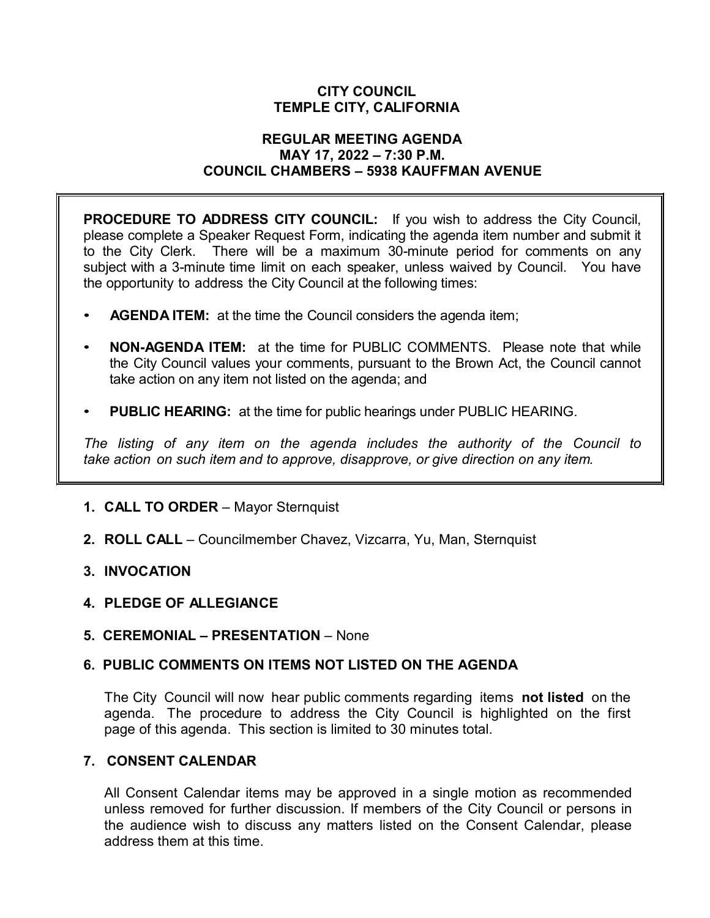# CITY COUNCIL
# TEMPLE CITY, CALIFORNIA

## REGULAR MEETING AGENDA
## MAY 17, 2022 – 7:30 P.M.
## COUNCIL CHAMBERS – 5938 KAUFFMAN AVENUE

**PROCEDURE TO ADDRESS CITY COUNCIL:** If you wish to address the City Council, please complete a Speaker Request Form, indicating the agenda item number and submit it to the City Clerk. There will be a maximum 30-minute period for comments on any subject with a 3-minute time limit on each speaker, unless waived by Council. You have the opportunity to address the City Council at the following times:

- **AGENDA ITEM:** at the time the Council considers the agenda item;
- **NON-AGENDA ITEM:** at the time for PUBLIC COMMENTS. Please note that while the City Council values your comments, pursuant to the Brown Act, the Council cannot take action on any item not listed on the agenda; and
- **PUBLIC HEARING:** at the time for public hearings under PUBLIC HEARING.

*The listing of any item on the agenda includes the authority of the Council to take action on such item and to approve, disapprove, or give direction on any item.*

1. **CALL TO ORDER** – Mayor Sternquist

2. **ROLL CALL** – Councilmember Chavez, Vizcarra, Yu, Man, Sternquist

3. **INVOCATION**

4. **PLEDGE OF ALLEGIANCE**

5. **CEREMONIAL – PRESENTATION** – None

6. **PUBLIC COMMENTS ON ITEMS NOT LISTED ON THE AGENDA**

   The City Council will now hear public comments regarding items **not listed** on the agenda. The procedure to address the City Council is highlighted on the first page of this agenda. This section is limited to 30 minutes total.

7. **CONSENT CALENDAR**

   All Consent Calendar items may be approved in a single motion as recommended unless removed for further discussion. If members of the City Council or persons in the audience wish to discuss any matters listed on the Consent Calendar, please address them at this time.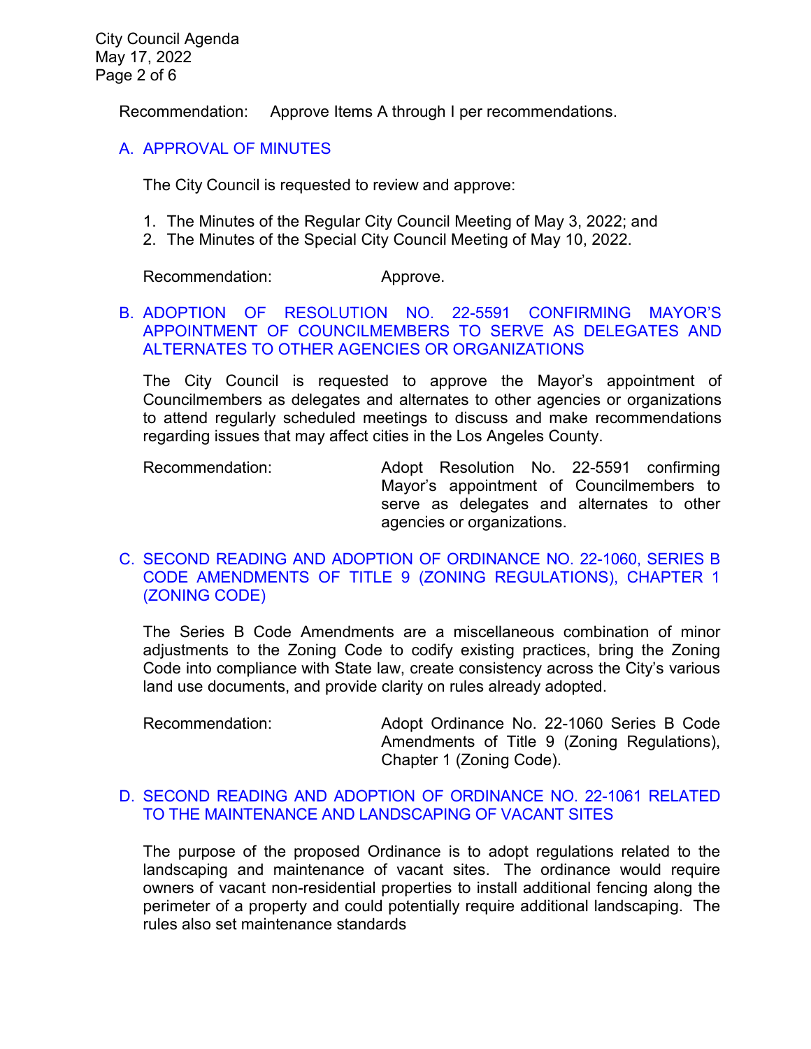Recommendation: Approve Items A through I per recommendations.

### A. APPROVAL OF MINUTES

The City Council is requested to review and approve:

1. The Minutes of the Regular City Council Meeting of May 3, 2022; and
2. The Minutes of the Special City Council Meeting of May 10, 2022.

Recommendation: Approve.

### B. ADOPTION OF RESOLUTION NO. 22-5591 CONFIRMING MAYOR'S APPOINTMENT OF COUNCILMEMBERS TO SERVE AS DELEGATES AND ALTERNATES TO OTHER AGENCIES OR ORGANIZATIONS

The City Council is requested to approve the Mayor's appointment of Councilmembers as delegates and alternates to other agencies or organizations to attend regularly scheduled meetings to discuss and make recommendations regarding issues that may affect cities in the Los Angeles County.

Recommendation: Adopt Resolution No. 22-5591 confirming Mayor's appointment of Councilmembers to serve as delegates and alternates to other agencies or organizations.

### C. SECOND READING AND ADOPTION OF ORDINANCE NO. 22-1060, SERIES B CODE AMENDMENTS OF TITLE 9 (ZONING REGULATIONS), CHAPTER 1 (ZONING CODE)

The Series B Code Amendments are a miscellaneous combination of minor adjustments to the Zoning Code to codify existing practices, bring the Zoning Code into compliance with State law, create consistency across the City's various land use documents, and provide clarity on rules already adopted.

Recommendation: Adopt Ordinance No. 22-1060 Series B Code Amendments of Title 9 (Zoning Regulations), Chapter 1 (Zoning Code).

### D. SECOND READING AND ADOPTION OF ORDINANCE NO. 22-1061 RELATED TO THE MAINTENANCE AND LANDSCAPING OF VACANT SITES

The purpose of the proposed Ordinance is to adopt regulations related to the landscaping and maintenance of vacant sites. The ordinance would require owners of vacant non-residential properties to install additional fencing along the perimeter of a property and could potentially require additional landscaping. The rules also set maintenance standards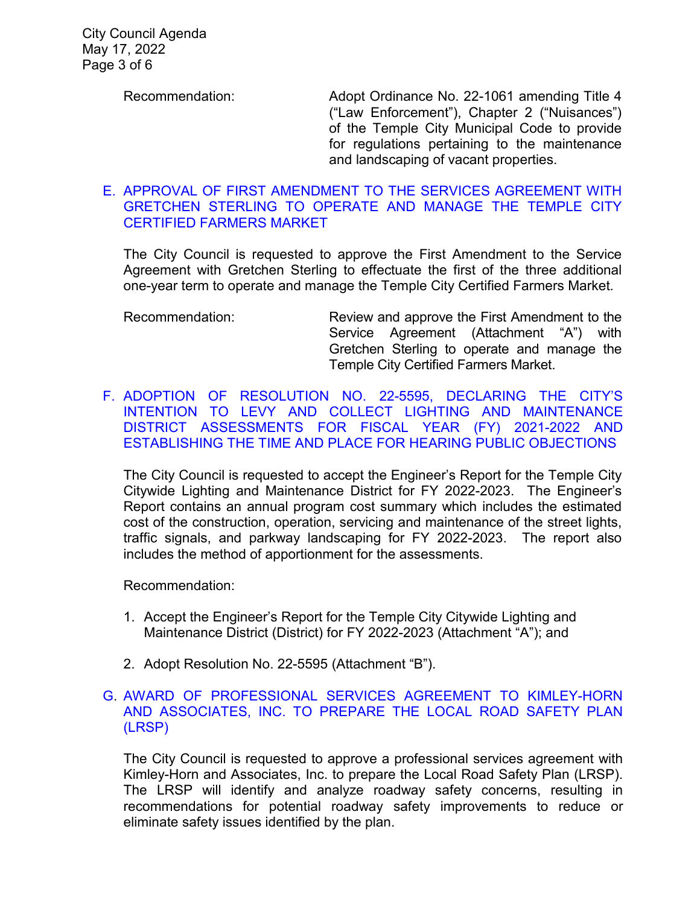Recommendation: Adopt Ordinance No. 22-1061 amending Title 4 ("Law Enforcement"), Chapter 2 ("Nuisances") of the Temple City Municipal Code to provide for regulations pertaining to the maintenance and landscaping of vacant properties.

E. APPROVAL OF FIRST AMENDMENT TO THE SERVICES AGREEMENT WITH GRETCHEN STERLING TO OPERATE AND MANAGE THE TEMPLE CITY CERTIFIED FARMERS MARKET

The City Council is requested to approve the First Amendment to the Service Agreement with Gretchen Sterling to effectuate the first of the three additional one-year term to operate and manage the Temple City Certified Farmers Market.

Recommendation: Review and approve the First Amendment to the Service Agreement (Attachment "A") with Gretchen Sterling to operate and manage the Temple City Certified Farmers Market.

F. ADOPTION OF RESOLUTION NO. 22-5595, DECLARING THE CITY'S INTENTION TO LEVY AND COLLECT LIGHTING AND MAINTENANCE DISTRICT ASSESSMENTS FOR FISCAL YEAR (FY) 2021-2022 AND ESTABLISHING THE TIME AND PLACE FOR HEARING PUBLIC OBJECTIONS

The City Council is requested to accept the Engineer's Report for the Temple City Citywide Lighting and Maintenance District for FY 2022-2023. The Engineer's Report contains an annual program cost summary which includes the estimated cost of the construction, operation, servicing and maintenance of the street lights, traffic signals, and parkway landscaping for FY 2022-2023. The report also includes the method of apportionment for the assessments.

Recommendation:

1. Accept the Engineer's Report for the Temple City Citywide Lighting and Maintenance District (District) for FY 2022-2023 (Attachment "A"); and

2. Adopt Resolution No. 22-5595 (Attachment "B").

G. AWARD OF PROFESSIONAL SERVICES AGREEMENT TO KIMLEY-HORN AND ASSOCIATES, INC. TO PREPARE THE LOCAL ROAD SAFETY PLAN (LRSP)

The City Council is requested to approve a professional services agreement with Kimley-Horn and Associates, Inc. to prepare the Local Road Safety Plan (LRSP). The LRSP will identify and analyze roadway safety concerns, resulting in recommendations for potential roadway safety improvements to reduce or eliminate safety issues identified by the plan.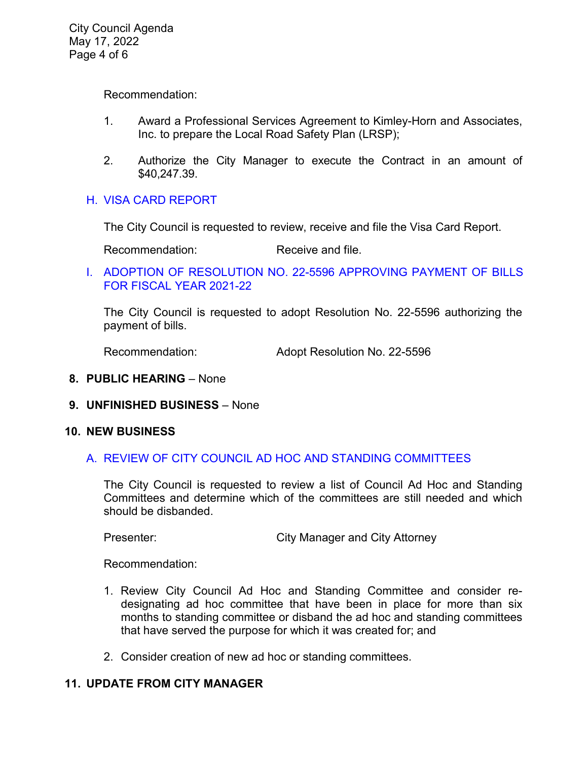Recommendation:

1. Award a Professional Services Agreement to Kimley-Horn and Associates, Inc. to prepare the Local Road Safety Plan (LRSP);

2. Authorize the City Manager to execute the Contract in an amount of $40,247.39.

### H. VISA CARD REPORT

The City Council is requested to review, receive and file the Visa Card Report.

Recommendation: Receive and file.

### I. ADOPTION OF RESOLUTION NO. 22-5596 APPROVING PAYMENT OF BILLS FOR FISCAL YEAR 2021-22

The City Council is requested to adopt Resolution No. 22-5596 authorizing the payment of bills.

Recommendation: Adopt Resolution No. 22-5596

## 8. PUBLIC HEARING – None

## 9. UNFINISHED BUSINESS – None

## 10. NEW BUSINESS

### A. REVIEW OF CITY COUNCIL AD HOC AND STANDING COMMITTEES

The City Council is requested to review a list of Council Ad Hoc and Standing Committees and determine which of the committees are still needed and which should be disbanded.

Presenter: City Manager and City Attorney

Recommendation:

1. Review City Council Ad Hoc and Standing Committee and consider re-designating ad hoc committee that have been in place for more than six months to standing committee or disband the ad hoc and standing committees that have served the purpose for which it was created for; and

2. Consider creation of new ad hoc or standing committees.

## 11. UPDATE FROM CITY MANAGER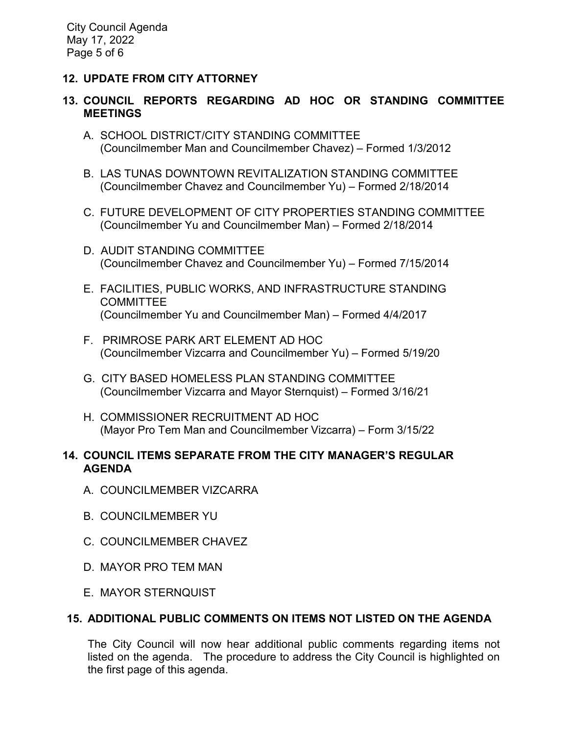## 12. UPDATE FROM CITY ATTORNEY

## 13. COUNCIL REPORTS REGARDING AD HOC OR STANDING COMMITTEE MEETINGS

A. SCHOOL DISTRICT/CITY STANDING COMMITTEE
(Councilmember Man and Councilmember Chavez) – Formed 1/3/2012

B. LAS TUNAS DOWNTOWN REVITALIZATION STANDING COMMITTEE
(Councilmember Chavez and Councilmember Yu) – Formed 2/18/2014

C. FUTURE DEVELOPMENT OF CITY PROPERTIES STANDING COMMITTEE
(Councilmember Yu and Councilmember Man) – Formed 2/18/2014

D. AUDIT STANDING COMMITTEE
(Councilmember Chavez and Councilmember Yu) – Formed 7/15/2014

E. FACILITIES, PUBLIC WORKS, AND INFRASTRUCTURE STANDING COMMITTEE
(Councilmember Yu and Councilmember Man) – Formed 4/4/2017

F. PRIMROSE PARK ART ELEMENT AD HOC
(Councilmember Vizcarra and Councilmember Yu) – Formed 5/19/20

G. CITY BASED HOMELESS PLAN STANDING COMMITTEE
(Councilmember Vizcarra and Mayor Sternquist) – Formed 3/16/21

H. COMMISSIONER RECRUITMENT AD HOC
(Mayor Pro Tem Man and Councilmember Vizcarra) – Form 3/15/22

## 14. COUNCIL ITEMS SEPARATE FROM THE CITY MANAGER'S REGULAR AGENDA

A. COUNCILMEMBER VIZCARRA

B. COUNCILMEMBER YU

C. COUNCILMEMBER CHAVEZ

D. MAYOR PRO TEM MAN

E. MAYOR STERNQUIST

## 15. ADDITIONAL PUBLIC COMMENTS ON ITEMS NOT LISTED ON THE AGENDA

The City Council will now hear additional public comments regarding items not listed on the agenda. The procedure to address the City Council is highlighted on the first page of this agenda.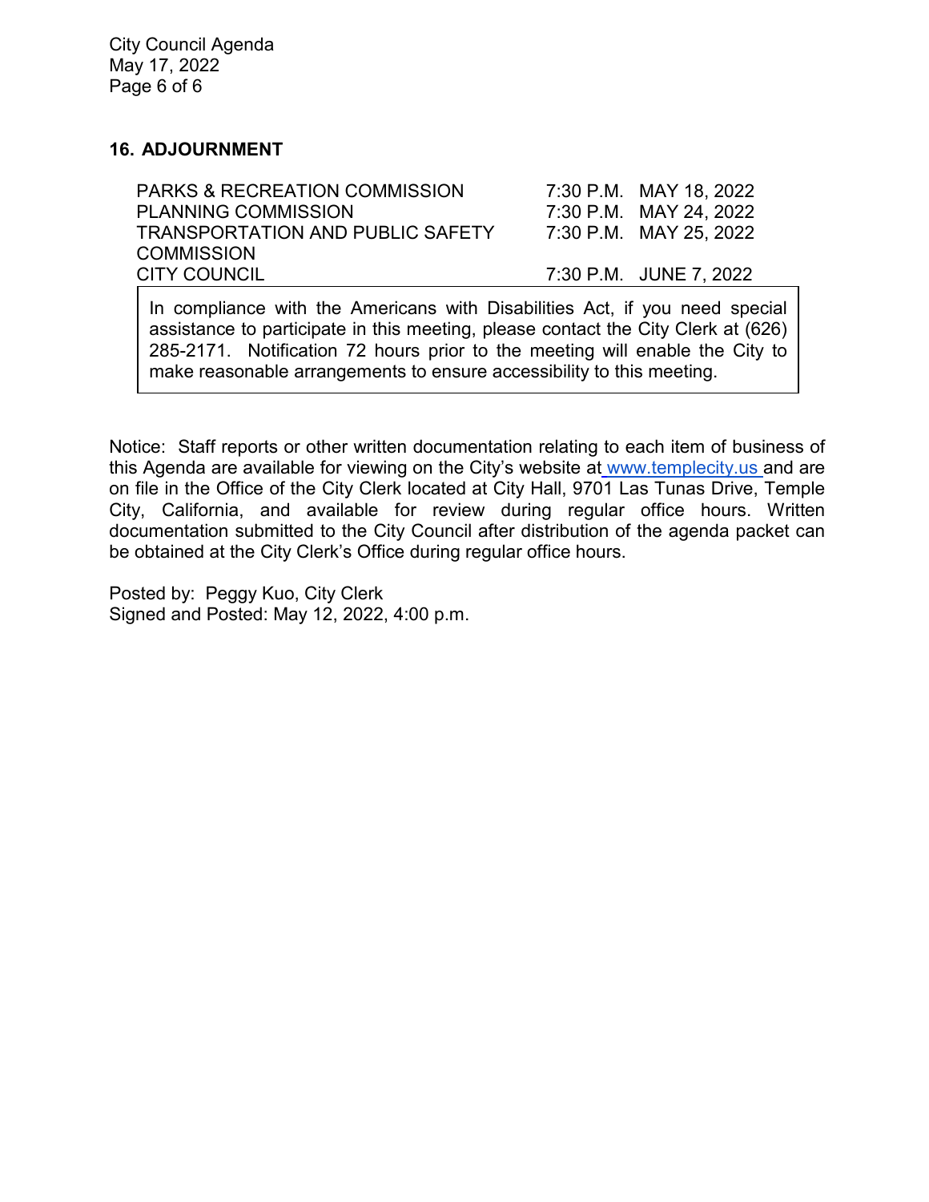## 16. ADJOURNMENT

| | | |
|---|---|---|
| PARKS & RECREATION COMMISSION | 7:30 P.M. | MAY 18, 2022 |
| PLANNING COMMISSION | 7:30 P.M. | MAY 24, 2022 |
| TRANSPORTATION AND PUBLIC SAFETY COMMISSION | 7:30 P.M. | MAY 25, 2022 |
| CITY COUNCIL | 7:30 P.M. | JUNE 7, 2022 |

> In compliance with the Americans with Disabilities Act, if you need special assistance to participate in this meeting, please contact the City Clerk at (626) 285-2171. Notification 72 hours prior to the meeting will enable the City to make reasonable arrangements to ensure accessibility to this meeting.

Notice: Staff reports or other written documentation relating to each item of business of this Agenda are available for viewing on the City's website at [www.templecity.us](http://www.templecity.us) and are on file in the Office of the City Clerk located at City Hall, 9701 Las Tunas Drive, Temple City, California, and available for review during regular office hours. Written documentation submitted to the City Council after distribution of the agenda packet can be obtained at the City Clerk's Office during regular office hours.

Posted by: Peggy Kuo, City Clerk
Signed and Posted: May 12, 2022, 4:00 p.m.